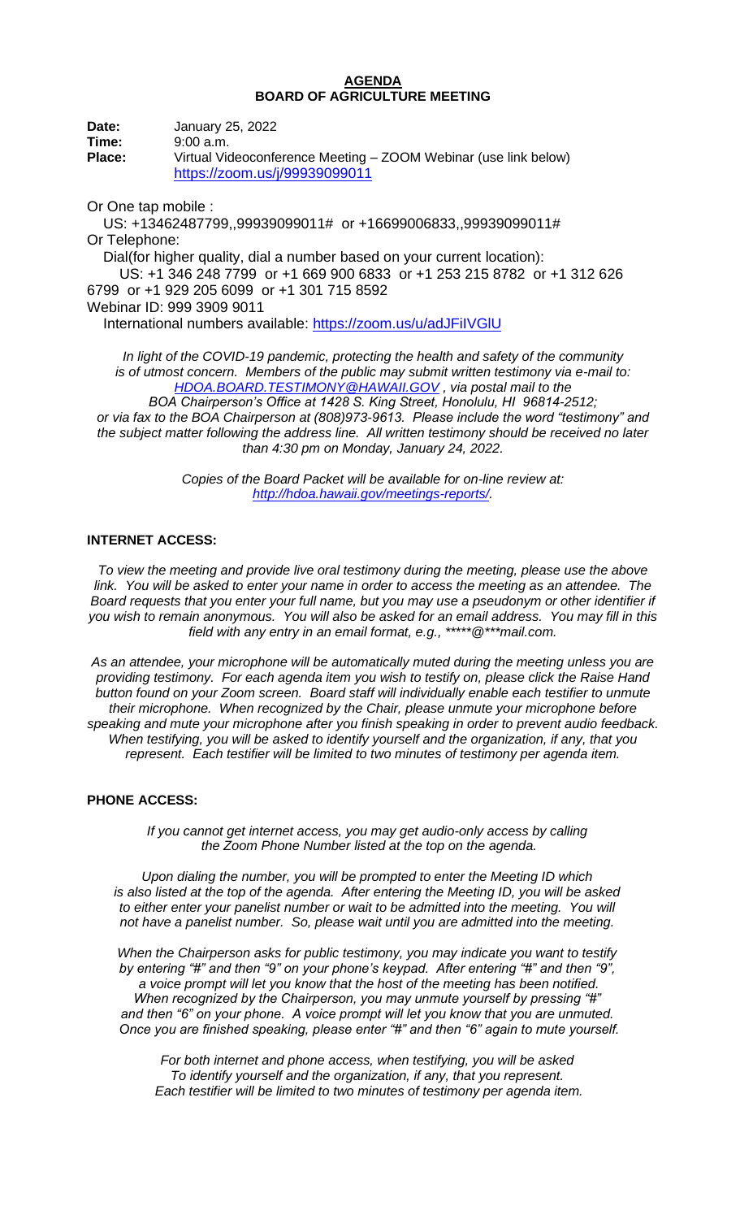# AGENDA
## BOARD OF AGRICULTURE MEETING

**Date:** January 25, 2022
**Time:** 9:00 a.m.
**Place:** Virtual Videoconference Meeting – ZOOM Webinar (use link below)
https://zoom.us/j/99939099011

Or One tap mobile :
US: +13462487799,,99939099011# or +16699006833,,99939099011#

Or Telephone:
Dial(for higher quality, dial a number based on your current location):
US: +1 346 248 7799 or +1 669 900 6833 or +1 253 215 8782 or +1 312 626 6799 or +1 929 205 6099 or +1 301 715 8592

Webinar ID: 999 3909 9011

International numbers available: https://zoom.us/u/adJFiIVGlU

*In light of the COVID-19 pandemic, protecting the health and safety of the community is of utmost concern. Members of the public may submit written testimony via e-mail to: HDOA.BOARD.TESTIMONY@HAWAII.GOV , via postal mail to the BOA Chairperson's Office at 1428 S. King Street, Honolulu, HI 96814-2512; or via fax to the BOA Chairperson at (808)973-9613. Please include the word "testimony" and the subject matter following the address line. All written testimony should be received no later than 4:30 pm on Monday, January 24, 2022.*

*Copies of the Board Packet will be available for on-line review at: http://hdoa.hawaii.gov/meetings-reports/.*

**INTERNET ACCESS:**

*To view the meeting and provide live oral testimony during the meeting, please use the above link. You will be asked to enter your name in order to access the meeting as an attendee. The Board requests that you enter your full name, but you may use a pseudonym or other identifier if you wish to remain anonymous. You will also be asked for an email address. You may fill in this field with any entry in an email format, e.g., *****@***mail.com.*

*As an attendee, your microphone will be automatically muted during the meeting unless you are providing testimony. For each agenda item you wish to testify on, please click the Raise Hand button found on your Zoom screen. Board staff will individually enable each testifier to unmute their microphone. When recognized by the Chair, please unmute your microphone before speaking and mute your microphone after you finish speaking in order to prevent audio feedback. When testifying, you will be asked to identify yourself and the organization, if any, that you represent. Each testifier will be limited to two minutes of testimony per agenda item.*

**PHONE ACCESS:**

*If you cannot get internet access, you may get audio-only access by calling the Zoom Phone Number listed at the top on the agenda.*

*Upon dialing the number, you will be prompted to enter the Meeting ID which is also listed at the top of the agenda. After entering the Meeting ID, you will be asked to either enter your panelist number or wait to be admitted into the meeting. You will not have a panelist number. So, please wait until you are admitted into the meeting.*

*When the Chairperson asks for public testimony, you may indicate you want to testify by entering "#" and then "9" on your phone's keypad. After entering "#" and then "9", a voice prompt will let you know that the host of the meeting has been notified. When recognized by the Chairperson, you may unmute yourself by pressing "#" and then "6" on your phone. A voice prompt will let you know that you are unmuted. Once you are finished speaking, please enter "#" and then "6" again to mute yourself.*

*For both internet and phone access, when testifying, you will be asked To identify yourself and the organization, if any, that you represent. Each testifier will be limited to two minutes of testimony per agenda item.*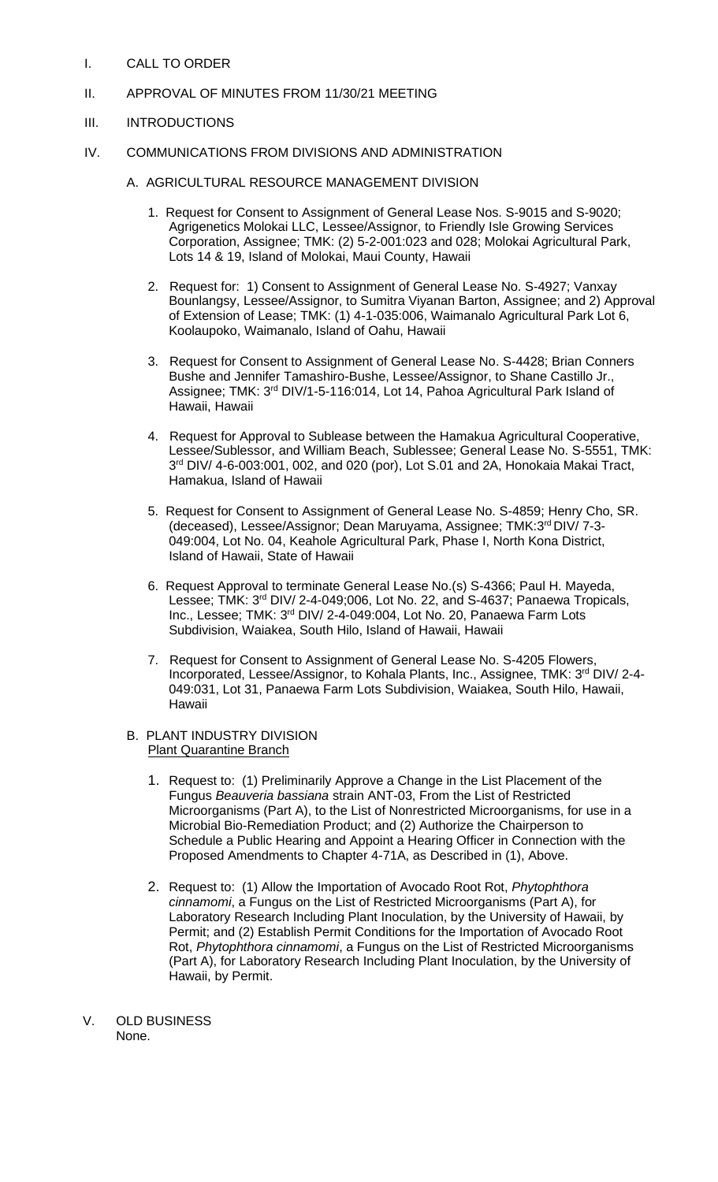I. CALL TO ORDER

II. APPROVAL OF MINUTES FROM 11/30/21 MEETING

III. INTRODUCTIONS

IV. COMMUNICATIONS FROM DIVISIONS AND ADMINISTRATION

A. AGRICULTURAL RESOURCE MANAGEMENT DIVISION

1. Request for Consent to Assignment of General Lease Nos. S-9015 and S-9020; Agrigenetics Molokai LLC, Lessee/Assignor, to Friendly Isle Growing Services Corporation, Assignee; TMK: (2) 5-2-001:023 and 028; Molokai Agricultural Park, Lots 14 & 19, Island of Molokai, Maui County, Hawaii

2. Request for: 1) Consent to Assignment of General Lease No. S-4927; Vanxay Bounlangsy, Lessee/Assignor, to Sumitra Viyanan Barton, Assignee; and 2) Approval of Extension of Lease; TMK: (1) 4-1-035:006, Waimanalo Agricultural Park Lot 6, Koolaupoko, Waimanalo, Island of Oahu, Hawaii

3. Request for Consent to Assignment of General Lease No. S-4428; Brian Conners Bushe and Jennifer Tamashiro-Bushe, Lessee/Assignor, to Shane Castillo Jr., Assignee; TMK: 3rd DIV/1-5-116:014, Lot 14, Pahoa Agricultural Park Island of Hawaii, Hawaii

4. Request for Approval to Sublease between the Hamakua Agricultural Cooperative, Lessee/Sublessor, and William Beach, Sublessee; General Lease No. S-5551, TMK: 3rd DIV/ 4-6-003:001, 002, and 020 (por), Lot S.01 and 2A, Honokaia Makai Tract, Hamakua, Island of Hawaii

5. Request for Consent to Assignment of General Lease No. S-4859; Henry Cho, SR. (deceased), Lessee/Assignor; Dean Maruyama, Assignee; TMK:3rd DIV/ 7-3-049:004, Lot No. 04, Keahole Agricultural Park, Phase I, North Kona District, Island of Hawaii, State of Hawaii

6. Request Approval to terminate General Lease No.(s) S-4366; Paul H. Mayeda, Lessee; TMK: 3rd DIV/ 2-4-049;006, Lot No. 22, and S-4637; Panaewa Tropicals, Inc., Lessee; TMK: 3rd DIV/ 2-4-049:004, Lot No. 20, Panaewa Farm Lots Subdivision, Waiakea, South Hilo, Island of Hawaii, Hawaii

7. Request for Consent to Assignment of General Lease No. S-4205 Flowers, Incorporated, Lessee/Assignor, to Kohala Plants, Inc., Assignee, TMK: 3rd DIV/ 2-4-049:031, Lot 31, Panaewa Farm Lots Subdivision, Waiakea, South Hilo, Hawaii, Hawaii

B. PLANT INDUSTRY DIVISION
Plant Quarantine Branch

1. Request to: (1) Preliminarily Approve a Change in the List Placement of the Fungus *Beauveria bassiana* strain ANT-03, From the List of Restricted Microorganisms (Part A), to the List of Nonrestricted Microorganisms, for use in a Microbial Bio-Remediation Product; and (2) Authorize the Chairperson to Schedule a Public Hearing and Appoint a Hearing Officer in Connection with the Proposed Amendments to Chapter 4-71A, as Described in (1), Above.

2. Request to: (1) Allow the Importation of Avocado Root Rot, *Phytophthora cinnamomi*, a Fungus on the List of Restricted Microorganisms (Part A), for Laboratory Research Including Plant Inoculation, by the University of Hawaii, by Permit; and (2) Establish Permit Conditions for the Importation of Avocado Root Rot, *Phytophthora cinnamomi*, a Fungus on the List of Restricted Microorganisms (Part A), for Laboratory Research Including Plant Inoculation, by the University of Hawaii, by Permit.

V. OLD BUSINESS
None.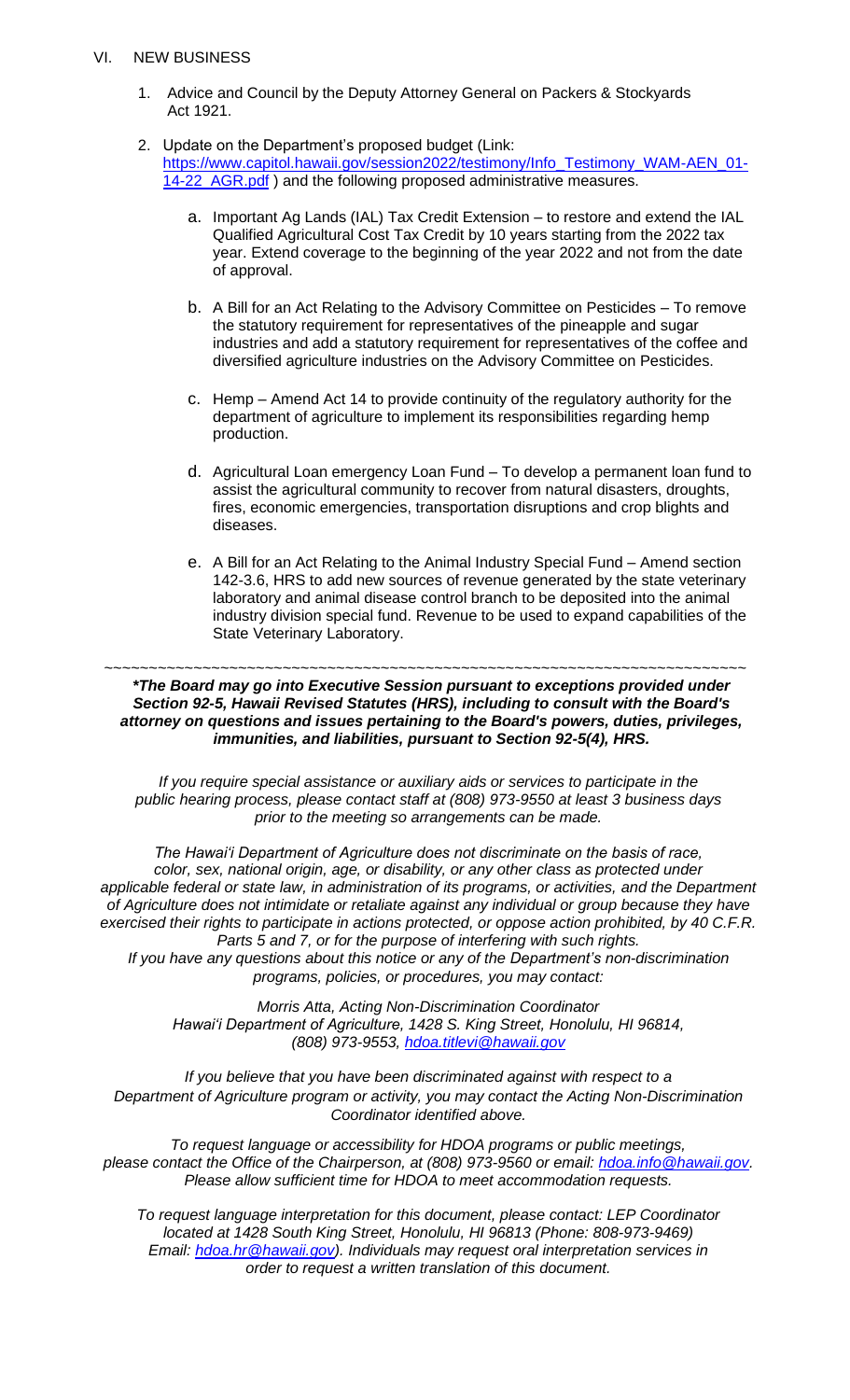VI. NEW BUSINESS

1. Advice and Council by the Deputy Attorney General on Packers & Stockyards Act 1921.

2. Update on the Department's proposed budget (Link: https://www.capitol.hawaii.gov/session2022/testimony/Info_Testimony_WAM-AEN_01-14-22_AGR.pdf ) and the following proposed administrative measures.

   a. Important Ag Lands (IAL) Tax Credit Extension – to restore and extend the IAL Qualified Agricultural Cost Tax Credit by 10 years starting from the 2022 tax year. Extend coverage to the beginning of the year 2022 and not from the date of approval.

   b. A Bill for an Act Relating to the Advisory Committee on Pesticides – To remove the statutory requirement for representatives of the pineapple and sugar industries and add a statutory requirement for representatives of the coffee and diversified agriculture industries on the Advisory Committee on Pesticides.

   c. Hemp – Amend Act 14 to provide continuity of the regulatory authority for the department of agriculture to implement its responsibilities regarding hemp production.

   d. Agricultural Loan emergency Loan Fund – To develop a permanent loan fund to assist the agricultural community to recover from natural disasters, droughts, fires, economic emergencies, transportation disruptions and crop blights and diseases.

   e. A Bill for an Act Relating to the Animal Industry Special Fund – Amend section 142-3.6, HRS to add new sources of revenue generated by the state veterinary laboratory and animal disease control branch to be deposited into the animal industry division special fund. Revenue to be used to expand capabilities of the State Veterinary Laboratory.

~~~~~~~~~~~~~~~~~~~~~~~~~~~~~~~~~~~~~~~~~~~~~~~~~~~~~~~~~~~~~~~~~~~~~~~~

***The Board may go into Executive Session pursuant to exceptions provided under Section 92-5, Hawaii Revised Statutes (HRS), including to consult with the Board's attorney on questions and issues pertaining to the Board's powers, duties, privileges, immunities, and liabilities, pursuant to Section 92-5(4), HRS.***

*If you require special assistance or auxiliary aids or services to participate in the public hearing process, please contact staff at (808) 973-9550 at least 3 business days prior to the meeting so arrangements can be made.*

*The Hawai'i Department of Agriculture does not discriminate on the basis of race, color, sex, national origin, age, or disability, or any other class as protected under applicable federal or state law, in administration of its programs, or activities, and the Department of Agriculture does not intimidate or retaliate against any individual or group because they have exercised their rights to participate in actions protected, or oppose action prohibited, by 40 C.F.R. Parts 5 and 7, or for the purpose of interfering with such rights.*
*If you have any questions about this notice or any of the Department's non-discrimination programs, policies, or procedures, you may contact:*

*Morris Atta, Acting Non-Discrimination Coordinator*
*Hawai'i Department of Agriculture, 1428 S. King Street, Honolulu, HI 96814,*
*(808) 973-9553, hdoa.titlevi@hawaii.gov*

*If you believe that you have been discriminated against with respect to a Department of Agriculture program or activity, you may contact the Acting Non-Discrimination Coordinator identified above.*

*To request language or accessibility for HDOA programs or public meetings, please contact the Office of the Chairperson, at (808) 973-9560 or email: hdoa.info@hawaii.gov. Please allow sufficient time for HDOA to meet accommodation requests.*

*To request language interpretation for this document, please contact: LEP Coordinator located at 1428 South King Street, Honolulu, HI 96813 (Phone: 808-973-9469) Email: hdoa.hr@hawaii.gov). Individuals may request oral interpretation services in order to request a written translation of this document.*